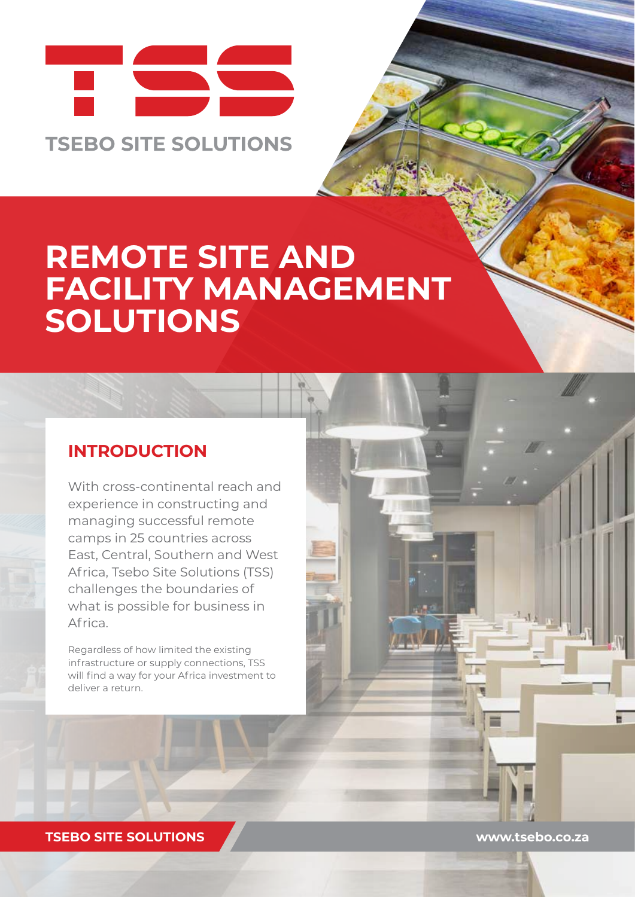# TSS

TSEBO SITE SOLUTIONS

# REMOTE SITE AND FACILITY MANAGEMENT SOLUTIONS

## INTRODUCTION

With cross-continental reach and experience in constructing and managing successful remote camps in 25 countries across East, Central, Southern and West Africa, Tsebo Site Solutions (TSS) challenges the boundaries of what is possible for business in Africa.

Regardless of how limited the existing infrastructure or supply connections, TSS will find a way for your Africa investment to deliver a return.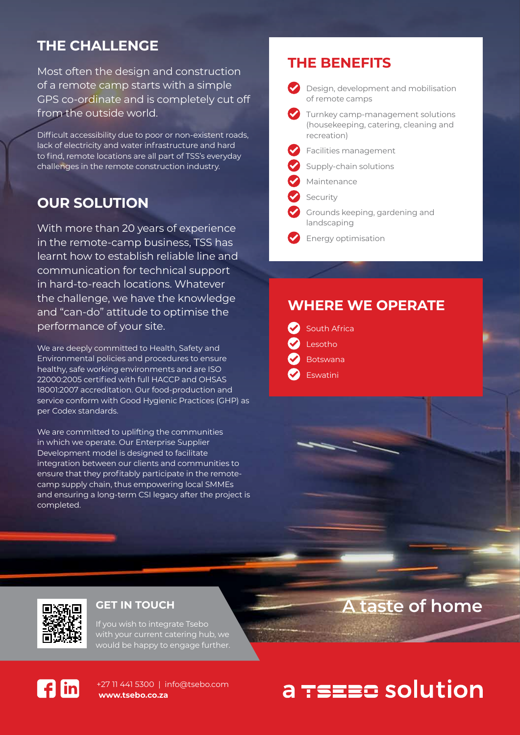## THE CHALLENGE

Most often the design and construction of a remote camp starts with a simple GPS co-ordinate and is completely cut off from the outside world.

Difficult accessibility due to poor or non-existent roads, lack of electricity and water infrastructure and hard to find, remote locations are all part of TSS's everyday challenges in the remote construction industry.

## OUR SOLUTION

With more than 20 years of experience in the remote-camp business, TSS has learnt how to establish reliable line and communication for technical support in hard-to-reach locations. Whatever the challenge, we have the knowledge and "can-do" attitude to optimise the performance of your site.

We are deeply committed to Health, Safety and Environmental policies and procedures to ensure healthy, safe working environments and are ISO 22000:2005 certified with full HACCP and OHSAS 18001:2007 accreditation. Our food-production and service conform with Good Hygienic Practices (GHP) as per Codex standards.

We are committed to uplifting the communities in which we operate. Our Enterprise Supplier Development model is designed to facilitate integration between our clients and communities to ensure that they profitably participate in the remote-camp supply chain, thus empowering local SMMEs and ensuring a long-term CSI legacy after the project is completed.

## THE BENEFITS

- Design, development and mobilisation of remote camps
- Turnkey camp-management solutions (housekeeping, catering, cleaning and recreation)
- Facilities management
- Supply-chain solutions
- Maintenance
- Security
- Grounds keeping, gardening and landscaping
- Energy optimisation

## WHERE WE OPERATE

- South Africa
- Lesotho
- Botswana
- Eswatini

### GET IN TOUCH

If you wish to integrate Tsebo with your current catering hub, we would be happy to engage further.

**A taste of home**

+27 11 441 5300 | info@tsebo.com
**www.tsebo.co.za**

**a TSEBO solution**